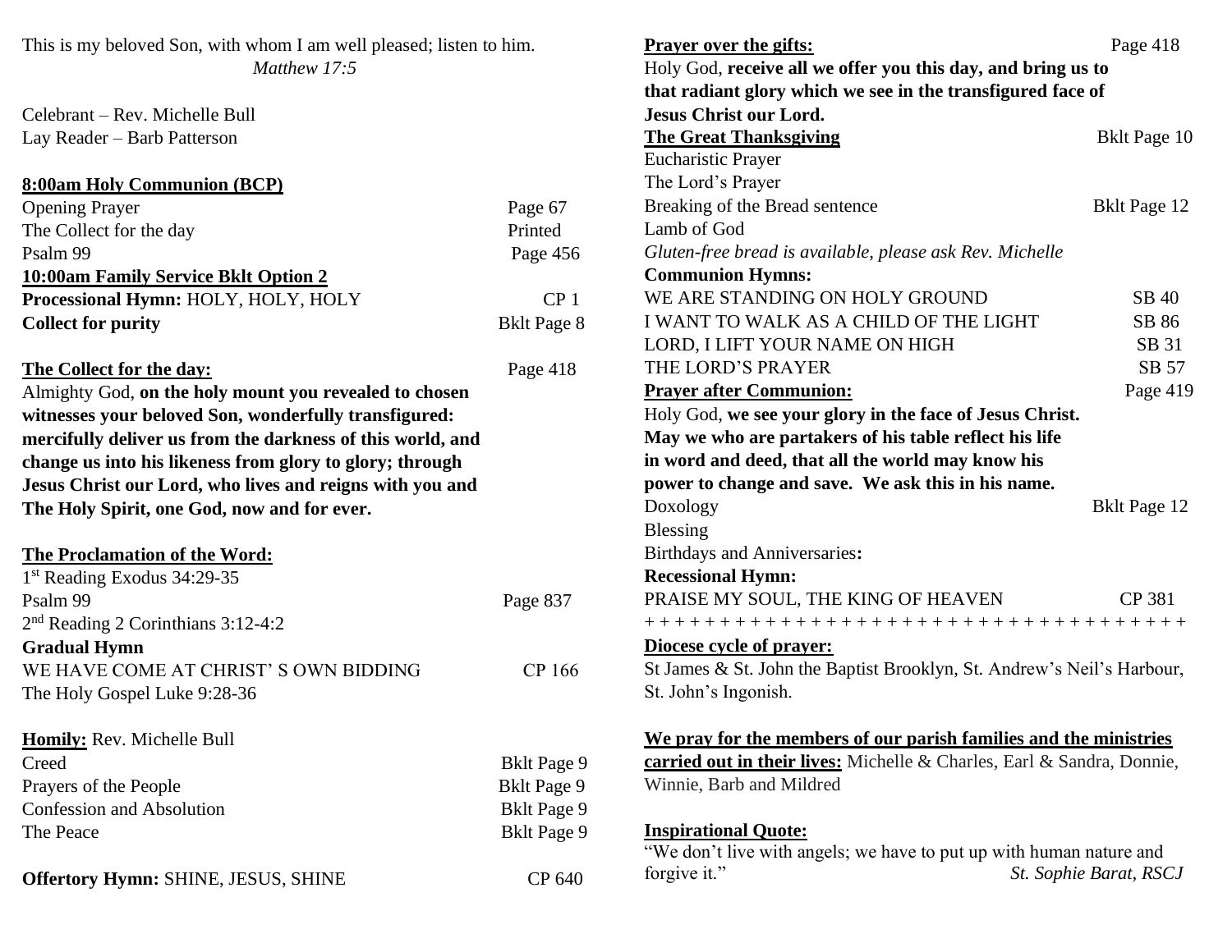This is my beloved Son, with whom I am well pleased; listen to him.
*Matthew 17:5*

Celebrant – Rev. Michelle Bull
Lay Reader – Barb Patterson

**8:00am Holy Communion (BCP)**

Opening Prayer — Page 67
The Collect for the day — Printed
Psalm 99 — Page 456

**10:00am Family Service Bklt Option 2**

**Processional Hymn:** HOLY, HOLY, HOLY — CP 1
**Collect for purity** — Bklt Page 8

**The Collect for the day:** — Page 418

Almighty God, **on the holy mount you revealed to chosen witnesses your beloved Son, wonderfully transfigured: mercifully deliver us from the darkness of this world, and change us into his likeness from glory to glory; through Jesus Christ our Lord, who lives and reigns with you and The Holy Spirit, one God, now and for ever.**

**The Proclamation of the Word:**

1st Reading Exodus 34:29-35
Psalm 99 — Page 837
2nd Reading 2 Corinthians 3:12-4:2
**Gradual Hymn**
WE HAVE COME AT CHRIST' S OWN BIDDING — CP 166
The Holy Gospel Luke 9:28-36

**Homily:** Rev. Michelle Bull
Creed — Bklt Page 9
Prayers of the People — Bklt Page 9
Confession and Absolution — Bklt Page 9
The Peace — Bklt Page 9

**Offertory Hymn:** SHINE, JESUS, SHINE — CP 640

**Prayer over the gifts:** — Page 418

Holy God, **receive all we offer you this day, and bring us to that radiant glory which we see in the transfigured face of Jesus Christ our Lord.**

**The Great Thanksgiving** — Bklt Page 10
Eucharistic Prayer
The Lord's Prayer
Breaking of the Bread sentence — Bklt Page 12
Lamb of God
*Gluten-free bread is available, please ask Rev. Michelle*

**Communion Hymns:**
WE ARE STANDING ON HOLY GROUND — SB 40
I WANT TO WALK AS A CHILD OF THE LIGHT — SB 86
LORD, I LIFT YOUR NAME ON HIGH — SB 31
THE LORD'S PRAYER — SB 57

**Prayer after Communion:** — Page 419

Holy God, **we see your glory in the face of Jesus Christ. May we who are partakers of his table reflect his life in word and deed, that all the world may know his power to change and save. We ask this in his name.**

Doxology — Bklt Page 12
Blessing
Birthdays and Anniversaries**:**
**Recessional Hymn:**
PRAISE MY SOUL, THE KING OF HEAVEN — CP 381

+ + + + + + + + + + + + + + + + + + + + + + + + + + + + + + + + + + + + +

**Diocese cycle of prayer:**

St James & St. John the Baptist Brooklyn, St. Andrew's Neil's Harbour, St. John's Ingonish.

**We pray for the members of our parish families and the ministries carried out in their lives:** Michelle & Charles, Earl & Sandra, Donnie, Winnie, Barb and Mildred

**Inspirational Quote:**

"We don't live with angels; we have to put up with human nature and forgive it." *St. Sophie Barat, RSCJ*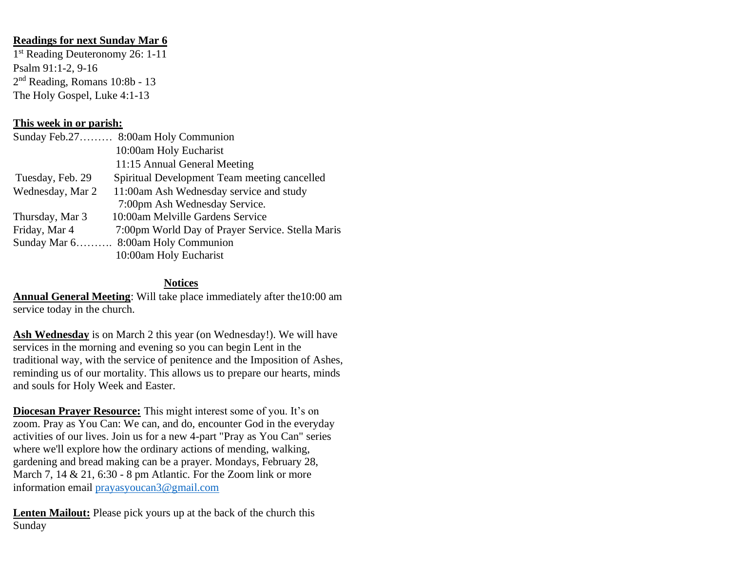**Readings for next Sunday Mar 6**

1st Reading Deuteronomy 26: 1-11
Psalm 91:1-2, 9-16
2nd Reading, Romans 10:8b - 13
The Holy Gospel, Luke 4:1-13

**This week in or parish:**

| | |
|---|---|
| Sunday Feb.27……… | 8:00am Holy Communion |
| | 10:00am Holy Eucharist |
| | 11:15 Annual General Meeting |
| Tuesday, Feb. 29 | Spiritual Development Team meeting cancelled |
| Wednesday, Mar 2 | 11:00am Ash Wednesday service and study |
| | 7:00pm Ash Wednesday Service. |
| Thursday, Mar 3 | 10:00am Melville Gardens Service |
| Friday, Mar 4 | 7:00pm World Day of Prayer Service. Stella Maris |
| Sunday Mar 6………. | 8:00am Holy Communion |
| | 10:00am Holy Eucharist |

## Notices

**Annual General Meeting**: Will take place immediately after the10:00 am service today in the church.

**Ash Wednesday** is on March 2 this year (on Wednesday!). We will have services in the morning and evening so you can begin Lent in the traditional way, with the service of penitence and the Imposition of Ashes, reminding us of our mortality. This allows us to prepare our hearts, minds and souls for Holy Week and Easter.

**Diocesan Prayer Resource:** This might interest some of you. It's on zoom. Pray as You Can: We can, and do, encounter God in the everyday activities of our lives. Join us for a new 4-part "Pray as You Can" series where we'll explore how the ordinary actions of mending, walking, gardening and bread making can be a prayer. Mondays, February 28, March 7, 14 & 21, 6:30 - 8 pm Atlantic. For the Zoom link or more information email prayasyoucan3@gmail.com

**Lenten Mailout:** Please pick yours up at the back of the church this Sunday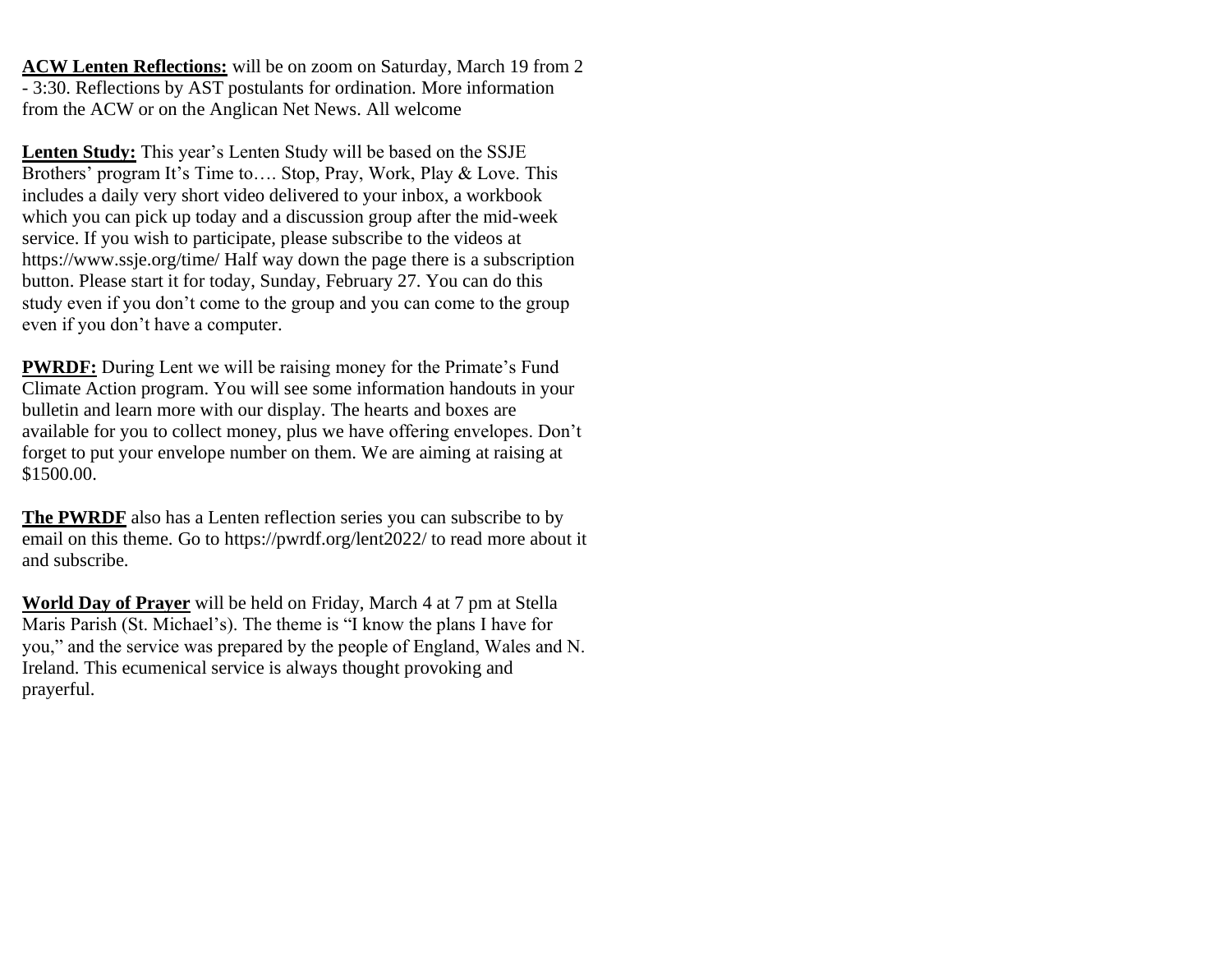**ACW Lenten Reflections:** will be on zoom on Saturday, March 19 from 2 - 3:30. Reflections by AST postulants for ordination. More information from the ACW or on the Anglican Net News. All welcome

**Lenten Study:** This year's Lenten Study will be based on the SSJE Brothers' program It's Time to…. Stop, Pray, Work, Play & Love. This includes a daily very short video delivered to your inbox, a workbook which you can pick up today and a discussion group after the mid-week service. If you wish to participate, please subscribe to the videos at https://www.ssje.org/time/ Half way down the page there is a subscription button. Please start it for today, Sunday, February 27. You can do this study even if you don't come to the group and you can come to the group even if you don't have a computer.

**PWRDF:** During Lent we will be raising money for the Primate's Fund Climate Action program. You will see some information handouts in your bulletin and learn more with our display. The hearts and boxes are available for you to collect money, plus we have offering envelopes. Don't forget to put your envelope number on them. We are aiming at raising at $1500.00.

**The PWRDF** also has a Lenten reflection series you can subscribe to by email on this theme. Go to https://pwrdf.org/lent2022/ to read more about it and subscribe.

**World Day of Prayer** will be held on Friday, March 4 at 7 pm at Stella Maris Parish (St. Michael's). The theme is "I know the plans I have for you," and the service was prepared by the people of England, Wales and N. Ireland. This ecumenical service is always thought provoking and prayerful.